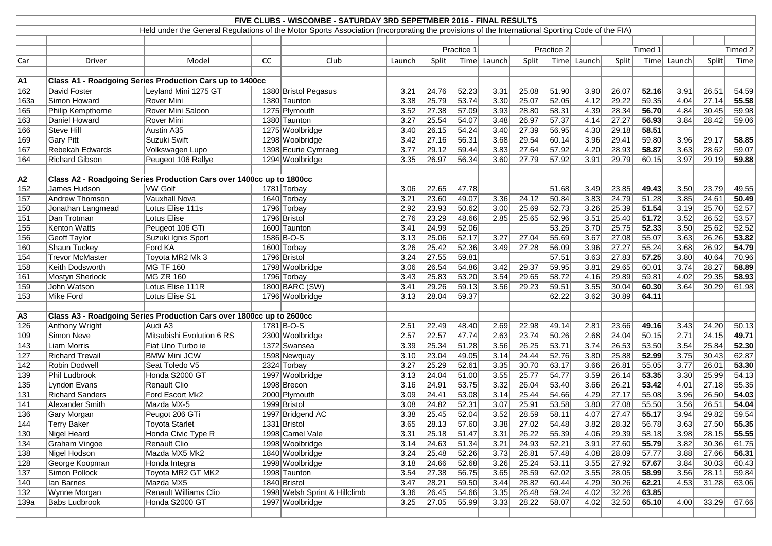# FIVE CLUBS - WISCOMBE - SATURDAY 3RD SEPETMBER 2016 - FINAL RESULTS

Held under the General Regulations of the Motor Sports Association (Incorporating the provisions of the International Sporting Code of the FIA)

| | | | | | Practice 1 | | | Practice 2 | | | Timed 1 | | | Timed 2 | | |
|---|---|---|---|---|---|---|---|---|---|---|---|---|---|---|---|---|
| Car | Driver | Model | CC | Club | Launch | Split | Time | Launch | Split | Time | Launch | Split | Time | Launch | Split | Time |
| **A1** | **Class A1 - Roadgoing Series Production Cars up to 1400cc** | | | | | | | | | | | | | | | |
| 162 | David Foster | Leyland Mini 1275 GT | 1380 | Bristol Pegasus | 3.21 | 24.76 | 52.23 | 3.31 | 25.08 | 51.90 | 3.90 | 26.07 | **52.16** | 3.91 | 26.51 | 54.59 |
| 163a | Simon Howard | Rover Mini | 1380 | Taunton | 3.38 | 25.79 | 53.74 | 3.30 | 25.07 | 52.05 | 4.12 | 29.22 | 59.35 | 4.04 | 27.14 | **55.58** |
| 165 | Philip Kempthorne | Rover Mini Saloon | 1275 | Plymouth | 3.52 | 27.38 | 57.09 | 3.93 | 28.80 | 58.31 | 4.39 | 28.34 | **56.70** | 4.84 | 30.45 | 59.98 |
| 163 | Daniel Howard | Rover Mini | 1380 | Taunton | 3.27 | 25.54 | 54.07 | 3.48 | 26.97 | 57.37 | 4.14 | 27.27 | **56.93** | 3.84 | 28.42 | 59.06 |
| 166 | Steve Hill | Austin A35 | 1275 | Woolbridge | 3.40 | 26.15 | 54.24 | 3.40 | 27.39 | 56.95 | 4.30 | 29.18 | **58.51** | | | |
| 169 | Gary Pitt | Suzuki Swift | 1298 | Woolbridge | 3.42 | 27.16 | 56.31 | 3.68 | 29.54 | 60.14 | 3.96 | 29.41 | 59.80 | 3.96 | 29.17 | **58.85** |
| 167 | Rebekah Edwards | Volkswagen Lupo | 1398 | Ecurie Cymraeg | 3.77 | 29.12 | 59.44 | 3.83 | 27.64 | 57.92 | 4.20 | 28.93 | **58.87** | 3.63 | 28.62 | 59.07 |
| 164 | Richard Gibson | Peugeot 106 Rallye | 1294 | Woolbridge | 3.35 | 26.97 | 56.34 | 3.60 | 27.79 | 57.92 | 3.91 | 29.79 | 60.15 | 3.97 | 29.19 | **59.88** |
| **A2** | **Class A2 - Roadgoing Series Production Cars over 1400cc up to 1800cc** | | | | | | | | | | | | | | | |
| 152 | James Hudson | VW Golf | 1781 | Torbay | 3.06 | 22.65 | 47.78 | | | 51.68 | 3.49 | 23.85 | **49.43** | 3.50 | 23.79 | 49.55 |
| 157 | Andrew Thomson | Vauxhall Nova | 1640 | Torbay | 3.21 | 23.60 | 49.07 | 3.36 | 24.12 | 50.84 | 3.83 | 24.79 | 51.28 | 3.85 | 24.61 | **50.49** |
| 150 | Jonathan Langmead | Lotus Elise 111s | 1796 | Torbay | 2.92 | 23.93 | 50.62 | 3.00 | 25.69 | 52.73 | 3.26 | 25.39 | **51.54** | 3.19 | 25.70 | 52.57 |
| 151 | Dan Trotman | Lotus Elise | 1796 | Bristol | 2.76 | 23.29 | 48.66 | 2.85 | 25.65 | 52.96 | 3.51 | 25.40 | **51.72** | 3.52 | 26.52 | 53.57 |
| 155 | Kenton Watts | Peugeot 106 GTi | 1600 | Taunton | 3.41 | 24.99 | 52.06 | | | 53.26 | 3.70 | 25.75 | **52.33** | 3.50 | 25.62 | 52.52 |
| 156 | Geoff Taylor | Suzuki Ignis Sport | 1586 | B-O-S | 3.13 | 25.06 | 52.17 | 3.27 | 27.04 | 55.69 | 3.67 | 27.08 | 55.07 | 3.63 | 26.26 | **53.82** |
| 160 | Shaun Tuckey | Ford KA | 1600 | Torbay | 3.26 | 25.42 | 52.36 | 3.49 | 27.28 | 56.09 | 3.96 | 27.27 | 55.24 | 3.68 | 26.92 | **54.79** |
| 154 | Trevor McMaster | Toyota MR2 Mk 3 | 1796 | Bristol | 3.24 | 27.55 | 59.81 | | | 57.51 | 3.63 | 27.83 | **57.25** | 3.80 | 40.64 | 70.96 |
| 158 | Keith Dodsworth | MG TF 160 | 1798 | Woolbridge | 3.06 | 26.54 | 54.86 | 3.42 | 29.37 | 59.95 | 3.81 | 29.65 | 60.01 | 3.74 | 28.27 | **58.89** |
| 161 | Mostyn Sherlock | MG ZR 160 | 1796 | Torbay | 3.43 | 25.83 | 53.20 | 3.54 | 29.65 | 58.72 | 4.16 | 29.89 | 59.81 | 4.02 | 29.35 | **58.93** |
| 159 | John Watson | Lotus Elise 111R | 1800 | BARC (SW) | 3.41 | 29.26 | 59.13 | 3.56 | 29.23 | 59.51 | 3.55 | 30.04 | **60.30** | 3.64 | 30.29 | 61.98 |
| 153 | Mike Ford | Lotus Elise S1 | 1796 | Woolbridge | 3.13 | 28.04 | 59.37 | | | 62.22 | 3.62 | 30.89 | **64.11** | | | |
| **A3** | **Class A3 - Roadgoing Series Production Cars over 1800cc up to 2600cc** | | | | | | | | | | | | | | | |
| 126 | Anthony Wright | Audi A3 | 1781 | B-O-S | 2.51 | 22.49 | 48.40 | 2.69 | 22.98 | 49.14 | 2.81 | 23.66 | **49.16** | 3.43 | 24.20 | 50.13 |
| 109 | Simon Neve | Mitsubishi Evolution 6 RS | 2300 | Woolbridge | 2.57 | 22.57 | 47.74 | 2.63 | 23.74 | 50.26 | 2.68 | 24.04 | 50.15 | 2.71 | 24.15 | **49.71** |
| 143 | Liam Morris | Fiat Uno Turbo ie | 1372 | Swansea | 3.39 | 25.34 | 51.28 | 3.56 | 26.25 | 53.71 | 3.74 | 26.53 | 53.50 | 3.54 | 25.84 | **52.30** |
| 127 | Richard Trevail | BMW Mini JCW | 1598 | Newquay | 3.10 | 23.04 | 49.05 | 3.14 | 24.44 | 52.76 | 3.80 | 25.88 | **52.99** | 3.75 | 30.43 | 62.87 |
| 142 | Robin Dodwell | Seat Toledo V5 | 2324 | Torbay | 3.27 | 25.29 | 52.61 | 3.35 | 30.70 | 63.17 | 3.66 | 26.81 | 55.05 | 3.77 | 26.01 | **53.30** |
| 139 | Phil Ludbrook | Honda S2000 GT | 1997 | Woolbridge | 3.13 | 24.04 | 51.00 | 3.55 | 25.77 | 54.77 | 3.59 | 26.14 | **53.35** | 3.30 | 25.99 | 54.13 |
| 135 | Lyndon Evans | Renault Clio | 1998 | Brecon | 3.16 | 24.91 | 53.75 | 3.32 | 26.04 | 53.40 | 3.66 | 26.21 | **53.42** | 4.01 | 27.18 | 55.35 |
| 131 | Richard Sanders | Ford Escort Mk2 | 2000 | Plymouth | 3.09 | 24.41 | 53.08 | 3.14 | 25.44 | 54.66 | 4.29 | 27.17 | 55.08 | 3.96 | 26.50 | **54.03** |
| 141 | Alexander Smith | Mazda MX-5 | 1999 | Bristol | 3.08 | 24.82 | 52.31 | 3.07 | 25.91 | 53.58 | 3.80 | 27.08 | 55.50 | 3.56 | 26.51 | **54.04** |
| 136 | Gary Morgan | Peugot 206 GTi | 1997 | Bridgend AC | 3.38 | 25.45 | 52.04 | 3.52 | 28.59 | 58.11 | 4.07 | 27.47 | **55.17** | 3.94 | 29.82 | 59.54 |
| 144 | Terry Baker | Toyota Starlet | 1331 | Bristol | 3.65 | 28.13 | 57.60 | 3.38 | 27.02 | 54.48 | 3.82 | 28.32 | 56.78 | 3.63 | 27.50 | **55.35** |
| 130 | Nigel Heard | Honda Civic Type R | 1998 | Camel Vale | 3.31 | 25.18 | 51.47 | 3.31 | 26.22 | 55.39 | 4.06 | 29.39 | 58.18 | 3.98 | 28.15 | **55.55** |
| 134 | Graham Vingoe | Renault Clio | 1998 | Woolbridge | 3.14 | 24.63 | 51.34 | 3.21 | 24.93 | 52.21 | 3.91 | 27.60 | **55.79** | 3.82 | 30.36 | 61.75 |
| 138 | Nigel Hodson | Mazda MX5 Mk2 | 1840 | Woolbridge | 3.24 | 25.48 | 52.26 | 3.73 | 26.81 | 57.48 | 4.08 | 28.09 | 57.77 | 3.88 | 27.66 | **56.31** |
| 128 | George Koopman | Honda Integra | 1998 | Woolbridge | 3.18 | 24.66 | 52.68 | 3.26 | 25.24 | 53.11 | 3.55 | 27.92 | **57.67** | 3.84 | 30.03 | 60.43 |
| 137 | Simon Pollock | Toyota MR2 GT MK2 | 1998 | Taunton | 3.54 | 27.38 | 56.75 | 3.65 | 28.59 | 62.02 | 3.55 | 28.05 | **58.99** | 3.56 | 28.11 | 59.84 |
| 140 | Ian Barnes | Mazda MX5 | 1840 | Bristol | 3.47 | 28.21 | 59.50 | 3.44 | 28.82 | 60.44 | 4.29 | 30.26 | **62.21** | 4.53 | 31.28 | 63.06 |
| 132 | Wynne Morgan | Renault Williams Clio | 1998 | Welsh Sprint & Hillclimb | 3.36 | 26.45 | 54.66 | 3.35 | 26.48 | 59.24 | 4.02 | 32.26 | **63.85** | | | |
| 139a | Babs Ludbrook | Honda S2000 GT | 1997 | Woolbridge | 3.25 | 27.05 | 55.99 | 3.33 | 28.22 | 58.07 | 4.02 | 32.50 | **65.10** | 4.00 | 33.29 | 67.66 |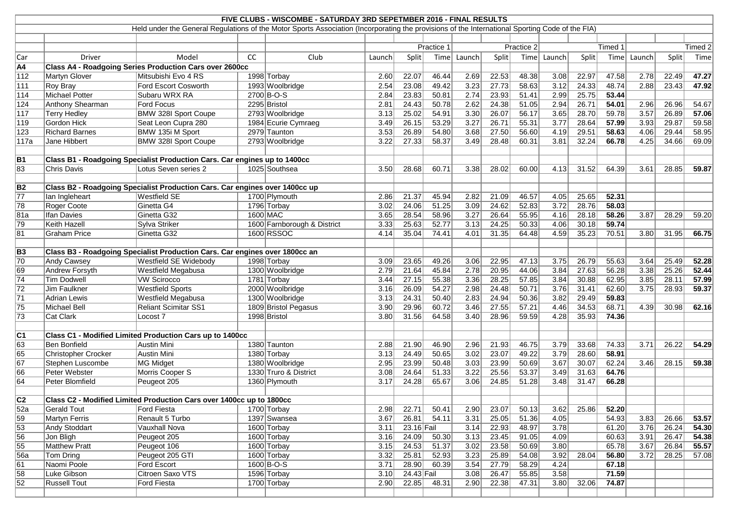**FIVE CLUBS - WISCOMBE - SATURDAY 3RD SEPETMBER 2016 - FINAL RESULTS**

Held under the General Regulations of the Motor Sports Association (Incorporating the provisions of the International Sporting Code of the FIA)

| Car | Driver | Model | CC | Club | Practice 1 | | | Practice 2 | | | Timed 1 | | | Timed 2 | | |
|---|---|---|---|---|---|---|---|---|---|---|---|---|---|---|---|---|
| | | | | | Launch | Split | Time | Launch | Split | Time | Launch | Split | Time | Launch | Split | Time |
| **A4** | **Class A4 - Roadgoing Series Production Cars over 2600cc** | | | | | | | | | | | | | | | |
| 112 | Martyn Glover | Mitsubishi Evo 4 RS | 1998 | Torbay | 2.60 | 22.07 | 46.44 | 2.69 | 22.53 | 48.38 | 3.08 | 22.97 | 47.58 | 2.78 | 22.49 | **47.27** |
| 111 | Roy Bray | Ford Escort Cosworth | 1993 | Woolbridge | 2.54 | 23.08 | 49.42 | 3.23 | 27.73 | 58.63 | 3.12 | 24.33 | 48.74 | 2.88 | 23.43 | **47.92** |
| 114 | Michael Potter | Subaru WRX RA | 2700 | B-O-S | 2.84 | 23.83 | 50.81 | 2.74 | 23.93 | 51.41 | 2.99 | 25.75 | **53.44** | | | |
| 124 | Anthony Shearman | Ford Focus | 2295 | Bristol | 2.81 | 24.43 | 50.78 | 2.62 | 24.38 | 51.05 | 2.94 | 26.71 | **54.01** | 2.96 | 26.96 | 54.67 |
| 117 | Terry Hedley | BMW 328I Sport Coupe | 2793 | Woolbridge | 3.13 | 25.02 | 54.91 | 3.30 | 26.07 | 56.17 | 3.65 | 28.70 | 59.78 | 3.57 | 26.89 | **57.06** |
| 119 | Gordon Hick | Seat Leon Cupra 280 | 1984 | Ecurie Cymraeg | 3.49 | 26.15 | 53.29 | 3.27 | 26.71 | 55.31 | 3.77 | 28.64 | **57.99** | 3.93 | 29.87 | 59.58 |
| 123 | Richard Barnes | BMW 135i M Sport | 2979 | Taunton | 3.53 | 26.89 | 54.80 | 3.68 | 27.50 | 56.60 | 4.19 | 29.51 | **58.63** | 4.06 | 29.44 | 58.95 |
| 117a | Jane Hibbert | BMW 328I Sport Coupe | 2793 | Woolbridge | 3.22 | 27.33 | 58.37 | 3.49 | 28.48 | 60.31 | 3.81 | 32.24 | **66.78** | 4.25 | 34.66 | 69.09 |
| **B1** | **Class B1 - Roadgoing Specialist Production Cars. Car engines up to 1400cc** | | | | | | | | | | | | | | | |
| 83 | Chris Davis | Lotus Seven series 2 | 1025 | Southsea | 3.50 | 28.68 | 60.71 | 3.38 | 28.02 | 60.00 | 4.13 | 31.52 | 64.39 | 3.61 | 28.85 | **59.87** |
| **B2** | **Class B2 - Roadgoing Specialist Production Cars. Car engines over 1400cc up** | | | | | | | | | | | | | | | |
| 77 | Ian Ingleheart | Westfield SE | 1700 | Plymouth | 2.86 | 21.37 | 45.94 | 2.82 | 21.09 | 46.57 | 4.05 | 25.65 | **52.31** | | | |
| 78 | Roger Coote | Ginetta G4 | 1796 | Torbay | 3.02 | 24.06 | 51.25 | 3.09 | 24.62 | 52.83 | 3.72 | 28.76 | **58.03** | | | |
| 81a | Ifan Davies | Ginetta G32 | 1600 | MAC | 3.65 | 28.54 | 58.96 | 3.27 | 26.64 | 55.95 | 4.16 | 28.18 | **58.26** | 3.87 | 28.29 | 59.20 |
| 79 | Keith Hazell | Sylva Striker | 1600 | Farnborough & District | 3.33 | 25.63 | 52.77 | 3.13 | 24.25 | 50.33 | 4.06 | 30.18 | **59.74** | | | |
| 81 | Graham Price | Ginetta G32 | 1600 | RSSOC | 4.14 | 35.04 | 74.41 | 4.01 | 31.35 | 64.48 | 4.59 | 35.23 | 70.51 | 3.80 | 31.95 | **66.75** |
| **B3** | **Class B3 - Roadgoing Specialist Production Cars. Car engines over 1800cc an** | | | | | | | | | | | | | | | |
| 70 | Andy Cawsey | Westfield SE Widebody | 1998 | Torbay | 3.09 | 23.65 | 49.26 | 3.06 | 22.95 | 47.13 | 3.75 | 26.79 | 55.63 | 3.64 | 25.49 | **52.28** |
| 69 | Andrew Forsyth | Westfield Megabusa | 1300 | Woolbridge | 2.79 | 21.64 | 45.84 | 2.78 | 20.95 | 44.06 | 3.84 | 27.63 | 56.28 | 3.38 | 25.26 | **52.44** |
| 74 | Tim Dodwell | VW Scirocco | 1781 | Torbay | 3.44 | 27.15 | 55.38 | 3.36 | 28.25 | 57.85 | 3.84 | 30.88 | 62.95 | 3.85 | 28.11 | **57.99** |
| 72 | Jim Faulkner | Westfield Sports | 2000 | Woolbridge | 3.16 | 26.09 | 54.27 | 2.98 | 24.48 | 50.71 | 3.76 | 31.41 | 62.60 | 3.75 | 28.93 | **59.37** |
| 71 | Adrian Lewis | Westfield Megabusa | 1300 | Woolbridge | 3.13 | 24.31 | 50.40 | 2.83 | 24.94 | 50.36 | 3.82 | 29.49 | **59.83** | | | |
| 75 | Michael Bell | Reliant Scimitar SS1 | 1809 | Bristol Pegasus | 3.90 | 29.96 | 60.72 | 3.46 | 27.55 | 57.21 | 4.46 | 34.53 | 68.71 | 4.39 | 30.98 | **62.16** |
| 73 | Cat Clark | Locost 7 | 1998 | Bristol | 3.80 | 31.56 | 64.58 | 3.40 | 28.96 | 59.59 | 4.28 | 35.93 | **74.36** | | | |
| **C1** | **Class C1 - Modified Limited Production Cars up to 1400cc** | | | | | | | | | | | | | | | |
| 63 | Ben Bonfield | Austin Mini | 1380 | Taunton | 2.88 | 21.90 | 46.90 | 2.96 | 21.93 | 46.75 | 3.79 | 33.68 | 74.33 | 3.71 | 26.22 | **54.29** |
| 65 | Christopher Crocker | Austin Mini | 1380 | Torbay | 3.13 | 24.49 | 50.65 | 3.02 | 23.07 | 49.22 | 3.79 | 28.60 | **58.91** | | | |
| 67 | Stephen Luscombe | MG Midget | 1380 | Woolbridge | 2.95 | 23.99 | 50.48 | 3.03 | 23.99 | 50.69 | 3.67 | 30.07 | 62.24 | 3.46 | 28.15 | **59.38** |
| 66 | Peter Webster | Morris Cooper S | 1330 | Truro & District | 3.08 | 24.64 | 51.33 | 3.22 | 25.56 | 53.37 | 3.49 | 31.63 | **64.76** | | | |
| 64 | Peter Blomfield | Peugeot 205 | 1360 | Plymouth | 3.17 | 24.28 | 65.67 | 3.06 | 24.85 | 51.28 | 3.48 | 31.47 | **66.28** | | | |
| **C2** | **Class C2 - Modified Limited Production Cars over 1400cc up to 1800cc** | | | | | | | | | | | | | | | |
| 52a | Gerald Tout | Ford Fiesta | 1700 | Torbay | 2.98 | 22.71 | 50.41 | 2.90 | 23.07 | 50.13 | 3.62 | 25.86 | **52.20** | | | |
| 59 | Martyn Ferris | Renault 5 Turbo | 1397 | Swansea | 3.67 | 26.81 | 54.11 | 3.31 | 25.05 | 51.36 | 4.05 | | 54.93 | 3.83 | 26.66 | **53.57** |
| 53 | Andy Stoddart | Vauxhall Nova | 1600 | Torbay | 3.11 | 23.16 | Fail | 3.14 | 22.93 | 48.97 | 3.78 | | 61.20 | 3.76 | 26.24 | **54.30** |
| 56 | Jon Bligh | Peugeot 205 | 1600 | Torbay | 3.16 | 24.09 | 50.30 | 3.13 | 23.45 | 91.05 | 4.09 | | 60.63 | 3.91 | 26.47 | **54.38** |
| 55 | Matthew Pratt | Peugeot 106 | 1600 | Torbay | 3.15 | 24.53 | 51.37 | 3.02 | 23.58 | 50.69 | 3.80 | | 65.78 | 3.67 | 26.84 | **55.57** |
| 56a | Tom Dring | Peugeot 205 GTI | 1600 | Torbay | 3.32 | 25.81 | 52.93 | 3.23 | 25.89 | 54.08 | 3.92 | 28.04 | **56.80** | 3.72 | 28.25 | 57.08 |
| 61 | Naomi Poole | Ford Escort | 1600 | B-O-S | 3.71 | 28.90 | 60.39 | 3.54 | 27.79 | 58.29 | 4.24 | | **67.18** | | | |
| 58 | Luke Gibson | Citroen Saxo VTS | 1596 | Torbay | 3.10 | 24.43 | Fail | 3.08 | 26.47 | 55.85 | 3.58 | | **71.59** | | | |
| 52 | Russell Tout | Ford Fiesta | 1700 | Torbay | 2.90 | 22.85 | 48.31 | 2.90 | 22.38 | 47.31 | 3.80 | 32.06 | **74.87** | | | |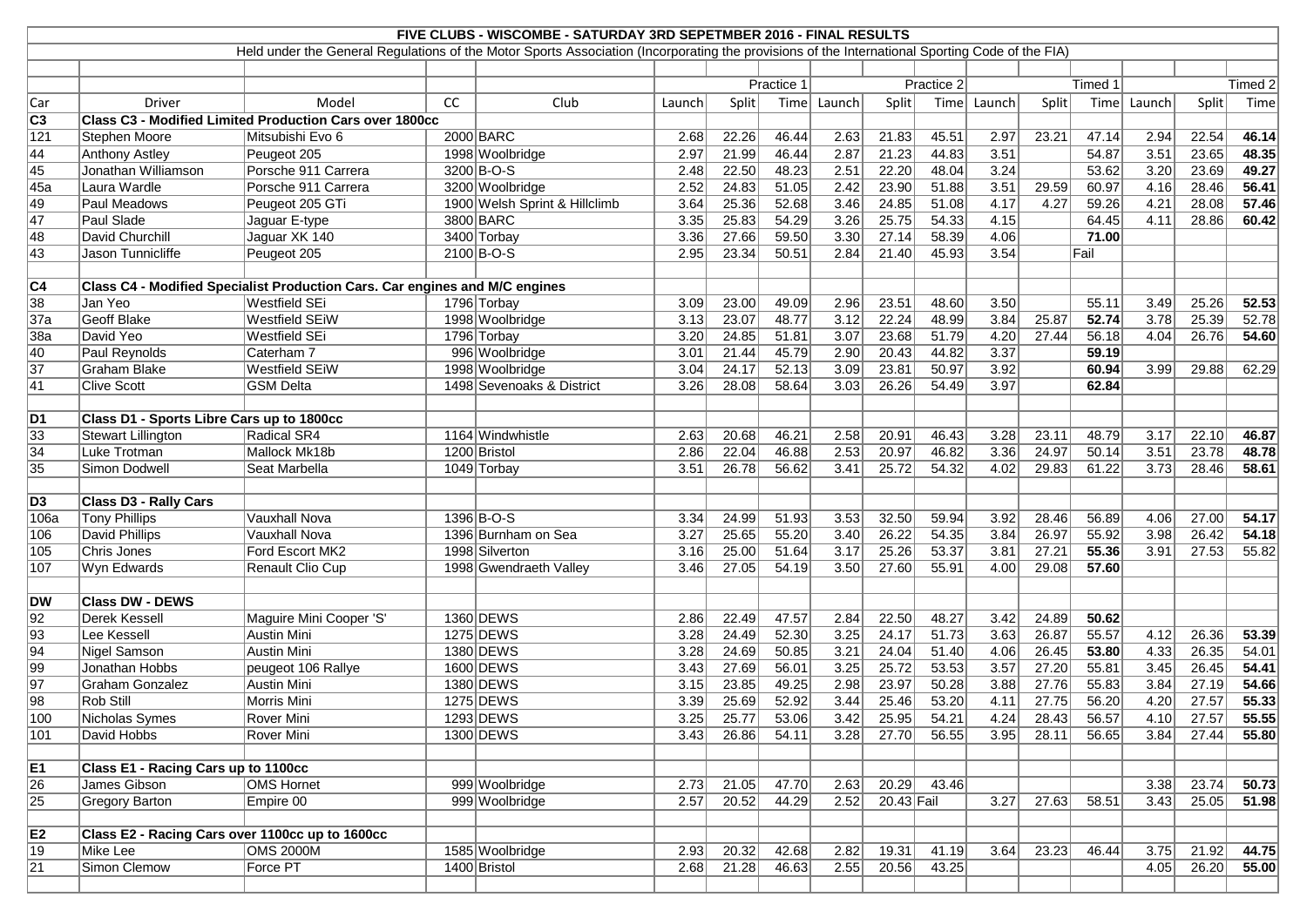# FIVE CLUBS - WISCOMBE - SATURDAY 3RD SEPETMBER 2016 - FINAL RESULTS

Held under the General Regulations of the Motor Sports Association (Incorporating the provisions of the International Sporting Code of the FIA)

| Car | Driver | Model | CC | Club | Practice 1 | | | Practice 2 | | | Timed 1 | | | Timed 2 | | |
|---|---|---|---|---|---|---|---|---|---|---|---|---|---|---|---|---|
| | | | | | Launch | Split | Time | Launch | Split | Time | Launch | Split | Time | Launch | Split | Time |
| **C3** | **Class C3 - Modified Limited Production Cars over 1800cc** | | | | | | | | | | | | | | | |
| 121 | Stephen Moore | Mitsubishi Evo 6 | 2000 | BARC | 2.68 | 22.26 | 46.44 | 2.63 | 21.83 | 45.51 | 2.97 | 23.21 | 47.14 | 2.94 | 22.54 | **46.14** |
| 44 | Anthony Astley | Peugeot 205 | 1998 | Woolbridge | 2.97 | 21.99 | 46.44 | 2.87 | 21.23 | 44.83 | 3.51 | | 54.87 | 3.51 | 23.65 | **48.35** |
| 45 | Jonathan Williamson | Porsche 911 Carrera | 3200 | B-O-S | 2.48 | 22.50 | 48.23 | 2.51 | 22.20 | 48.04 | 3.24 | | 53.62 | 3.20 | 23.69 | **49.27** |
| 45a | Laura Wardle | Porsche 911 Carrera | 3200 | Woolbridge | 2.52 | 24.83 | 51.05 | 2.42 | 23.90 | 51.88 | 3.51 | 29.59 | 60.97 | 4.16 | 28.46 | **56.41** |
| 49 | Paul Meadows | Peugeot 205 GTi | 1900 | Welsh Sprint & Hillclimb | 3.64 | 25.36 | 52.68 | 3.46 | 24.85 | 51.08 | 4.17 | 4.27 | 59.26 | 4.21 | 28.08 | **57.46** |
| 47 | Paul Slade | Jaguar E-type | 3800 | BARC | 3.35 | 25.83 | 54.29 | 3.26 | 25.75 | 54.33 | 4.15 | | 64.45 | 4.11 | 28.86 | **60.42** |
| 48 | David Churchill | Jaguar XK 140 | 3400 | Torbay | 3.36 | 27.66 | 59.50 | 3.30 | 27.14 | 58.39 | 4.06 | | **71.00** | | | |
| 43 | Jason Tunnicliffe | Peugeot 205 | 2100 | B-O-S | 2.95 | 23.34 | 50.51 | 2.84 | 21.40 | 45.93 | 3.54 | | Fail | | | |
| **C4** | **Class C4 - Modified Specialist Production Cars. Car engines and M/C engines** | | | | | | | | | | | | | | | |
| 38 | Jan Yeo | Westfield SEi | 1796 | Torbay | 3.09 | 23.00 | 49.09 | 2.96 | 23.51 | 48.60 | 3.50 | | 55.11 | 3.49 | 25.26 | **52.53** |
| 37a | Geoff Blake | Westfield SEiW | 1998 | Woolbridge | 3.13 | 23.07 | 48.77 | 3.12 | 22.24 | 48.99 | 3.84 | 25.87 | **52.74** | 3.78 | 25.39 | 52.78 |
| 38a | David Yeo | Westfield SEi | 1796 | Torbay | 3.20 | 24.85 | 51.81 | 3.07 | 23.68 | 51.79 | 4.20 | 27.44 | 56.18 | 4.04 | 26.76 | **54.60** |
| 40 | Paul Reynolds | Caterham 7 | 996 | Woolbridge | 3.01 | 21.44 | 45.79 | 2.90 | 20.43 | 44.82 | 3.37 | | **59.19** | | | |
| 37 | Graham Blake | Westfield SEiW | 1998 | Woolbridge | 3.04 | 24.17 | 52.13 | 3.09 | 23.81 | 50.97 | 3.92 | | **60.94** | 3.99 | 29.88 | 62.29 |
| 41 | Clive Scott | GSM Delta | 1498 | Sevenoaks & District | 3.26 | 28.08 | 58.64 | 3.03 | 26.26 | 54.49 | 3.97 | | **62.84** | | | |
| **D1** | **Class D1 - Sports Libre Cars up to 1800cc** | | | | | | | | | | | | | | | |
| 33 | Stewart Lillington | Radical SR4 | 1164 | Windwhistle | 2.63 | 20.68 | 46.21 | 2.58 | 20.91 | 46.43 | 3.28 | 23.11 | 48.79 | 3.17 | 22.10 | **46.87** |
| 34 | Luke Trotman | Mallock Mk18b | 1200 | Bristol | 2.86 | 22.04 | 46.88 | 2.53 | 20.97 | 46.82 | 3.36 | 24.97 | 50.14 | 3.51 | 23.78 | **48.78** |
| 35 | Simon Dodwell | Seat Marbella | 1049 | Torbay | 3.51 | 26.78 | 56.62 | 3.41 | 25.72 | 54.32 | 4.02 | 29.83 | 61.22 | 3.73 | 28.46 | **58.61** |
| **D3** | **Class D3 - Rally Cars** | | | | | | | | | | | | | | | |
| 106a | Tony Phillips | Vauxhall Nova | 1396 | B-O-S | 3.34 | 24.99 | 51.93 | 3.53 | 32.50 | 59.94 | 3.92 | 28.46 | 56.89 | 4.06 | 27.00 | **54.17** |
| 106 | David Phillips | Vauxhall Nova | 1396 | Burnham on Sea | 3.27 | 25.65 | 55.20 | 3.40 | 26.22 | 54.35 | 3.84 | 26.97 | 55.92 | 3.98 | 26.42 | **54.18** |
| 105 | Chris Jones | Ford Escort MK2 | 1998 | Silverton | 3.16 | 25.00 | 51.64 | 3.17 | 25.26 | 53.37 | 3.81 | 27.21 | **55.36** | 3.91 | 27.53 | 55.82 |
| 107 | Wyn Edwards | Renault Clio Cup | 1998 | Gwendraeth Valley | 3.46 | 27.05 | 54.19 | 3.50 | 27.60 | 55.91 | 4.00 | 29.08 | **57.60** | | | |
| **DW** | **Class DW - DEWS** | | | | | | | | | | | | | | | |
| 92 | Derek Kessell | Maguire Mini Cooper 'S' | 1360 | DEWS | 2.86 | 22.49 | 47.57 | 2.84 | 22.50 | 48.27 | 3.42 | 24.89 | **50.62** | | | |
| 93 | Lee Kessell | Austin Mini | 1275 | DEWS | 3.28 | 24.49 | 52.30 | 3.25 | 24.17 | 51.73 | 3.63 | 26.87 | 55.57 | 4.12 | 26.36 | **53.39** |
| 94 | Nigel Samson | Austin Mini | 1380 | DEWS | 3.28 | 24.69 | 50.85 | 3.21 | 24.04 | 51.40 | 4.06 | 26.45 | **53.80** | 4.33 | 26.35 | 54.01 |
| 99 | Jonathan Hobbs | peugeot 106 Rallye | 1600 | DEWS | 3.43 | 27.69 | 56.01 | 3.25 | 25.72 | 53.53 | 3.57 | 27.20 | 55.81 | 3.45 | 26.45 | **54.41** |
| 97 | Graham Gonzalez | Austin Mini | 1380 | DEWS | 3.15 | 23.85 | 49.25 | 2.98 | 23.97 | 50.28 | 3.88 | 27.76 | 55.83 | 3.84 | 27.19 | **54.66** |
| 98 | Rob Still | Morris Mini | 1275 | DEWS | 3.39 | 25.69 | 52.92 | 3.44 | 25.46 | 53.20 | 4.11 | 27.75 | 56.20 | 4.20 | 27.57 | **55.33** |
| 100 | Nicholas Symes | Rover Mini | 1293 | DEWS | 3.25 | 25.77 | 53.06 | 3.42 | 25.95 | 54.21 | 4.24 | 28.43 | 56.57 | 4.10 | 27.57 | **55.55** |
| 101 | David Hobbs | Rover Mini | 1300 | DEWS | 3.43 | 26.86 | 54.11 | 3.28 | 27.70 | 56.55 | 3.95 | 28.11 | 56.65 | 3.84 | 27.44 | **55.80** |
| **E1** | **Class E1 - Racing Cars up to 1100cc** | | | | | | | | | | | | | | | |
| 26 | James Gibson | OMS Hornet | 999 | Woolbridge | 2.73 | 21.05 | 47.70 | 2.63 | 20.29 | 43.46 | | | | 3.38 | 23.74 | **50.73** |
| 25 | Gregory Barton | Empire 00 | 999 | Woolbridge | 2.57 | 20.52 | 44.29 | 2.52 | 20.43 | Fail | 3.27 | 27.63 | 58.51 | 3.43 | 25.05 | **51.98** |
| **E2** | **Class E2 - Racing Cars over 1100cc up to 1600cc** | | | | | | | | | | | | | | | |
| 19 | Mike Lee | OMS 2000M | 1585 | Woolbridge | 2.93 | 20.32 | 42.68 | 2.82 | 19.31 | 41.19 | 3.64 | 23.23 | 46.44 | 3.75 | 21.92 | **44.75** |
| 21 | Simon Clemow | Force PT | 1400 | Bristol | 2.68 | 21.28 | 46.63 | 2.55 | 20.56 | 43.25 | | | | 4.05 | 26.20 | **55.00** |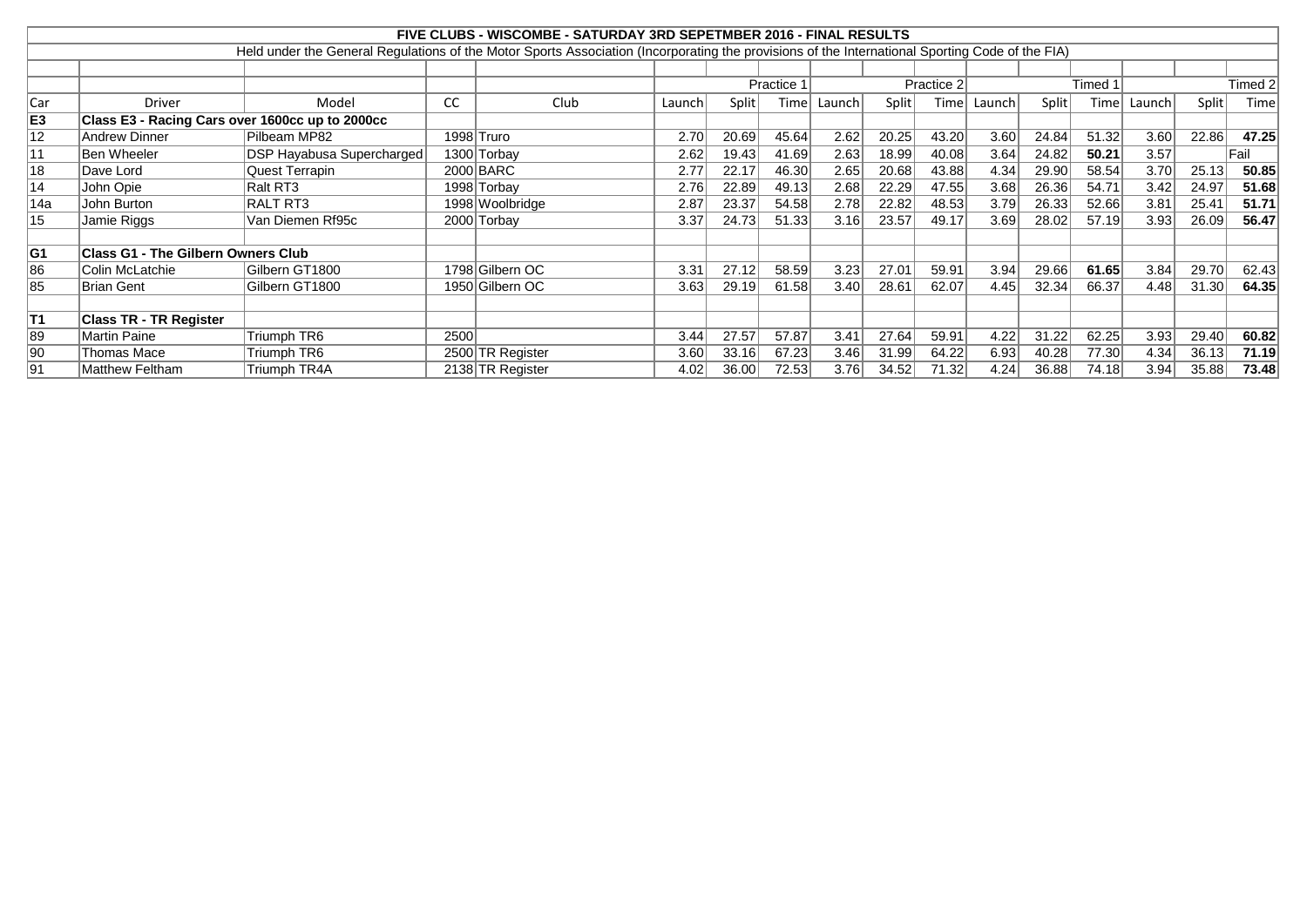**FIVE CLUBS - WISCOMBE - SATURDAY 3RD SEPETMBER 2016 - FINAL RESULTS**

Held under the General Regulations of the Motor Sports Association (Incorporating the provisions of the International Sporting Code of the FIA)

| | | | | | Practice 1 | | | Practice 2 | | | Timed 1 | | | Timed 2 | | |
|---|---|---|---|---|---|---|---|---|---|---|---|---|---|---|---|---|
| Car | Driver | Model | CC | Club | Launch | Split | Time | Launch | Split | Time | Launch | Split | Time | Launch | Split | Time |
| **E3** | **Class E3 - Racing Cars over 1600cc up to 2000cc** | | | | | | | | | | | | | | | |
| 12 | Andrew Dinner | Pilbeam MP82 | 1998 | Truro | 2.70 | 20.69 | 45.64 | 2.62 | 20.25 | 43.20 | 3.60 | 24.84 | 51.32 | 3.60 | 22.86 | **47.25** |
| 11 | Ben Wheeler | DSP Hayabusa Supercharged | 1300 | Torbay | 2.62 | 19.43 | 41.69 | 2.63 | 18.99 | 40.08 | 3.64 | 24.82 | **50.21** | 3.57 | | Fail |
| 18 | Dave Lord | Quest Terrapin | 2000 | BARC | 2.77 | 22.17 | 46.30 | 2.65 | 20.68 | 43.88 | 4.34 | 29.90 | 58.54 | 3.70 | 25.13 | **50.85** |
| 14 | John Opie | Ralt RT3 | 1998 | Torbay | 2.76 | 22.89 | 49.13 | 2.68 | 22.29 | 47.55 | 3.68 | 26.36 | 54.71 | 3.42 | 24.97 | **51.68** |
| 14a | John Burton | RALT RT3 | 1998 | Woolbridge | 2.87 | 23.37 | 54.58 | 2.78 | 22.82 | 48.53 | 3.79 | 26.33 | 52.66 | 3.81 | 25.41 | **51.71** |
| 15 | Jamie Riggs | Van Diemen Rf95c | 2000 | Torbay | 3.37 | 24.73 | 51.33 | 3.16 | 23.57 | 49.17 | 3.69 | 28.02 | 57.19 | 3.93 | 26.09 | **56.47** |
| **G1** | **Class G1 - The Gilbern Owners Club** | | | | | | | | | | | | | | | |
| 86 | Colin McLatchie | Gilbern GT1800 | 1798 | Gilbern OC | 3.31 | 27.12 | 58.59 | 3.23 | 27.01 | 59.91 | 3.94 | 29.66 | **61.65** | 3.84 | 29.70 | 62.43 |
| 85 | Brian Gent | Gilbern GT1800 | 1950 | Gilbern OC | 3.63 | 29.19 | 61.58 | 3.40 | 28.61 | 62.07 | 4.45 | 32.34 | 66.37 | 4.48 | 31.30 | **64.35** |
| **T1** | **Class TR - TR Register** | | | | | | | | | | | | | | | |
| 89 | Martin Paine | Triumph TR6 | 2500 | | 3.44 | 27.57 | 57.87 | 3.41 | 27.64 | 59.91 | 4.22 | 31.22 | 62.25 | 3.93 | 29.40 | **60.82** |
| 90 | Thomas Mace | Triumph TR6 | 2500 | TR Register | 3.60 | 33.16 | 67.23 | 3.46 | 31.99 | 64.22 | 6.93 | 40.28 | 77.30 | 4.34 | 36.13 | **71.19** |
| 91 | Matthew Feltham | Triumph TR4A | 2138 | TR Register | 4.02 | 36.00 | 72.53 | 3.76 | 34.52 | 71.32 | 4.24 | 36.88 | 74.18 | 3.94 | 35.88 | **73.48** |